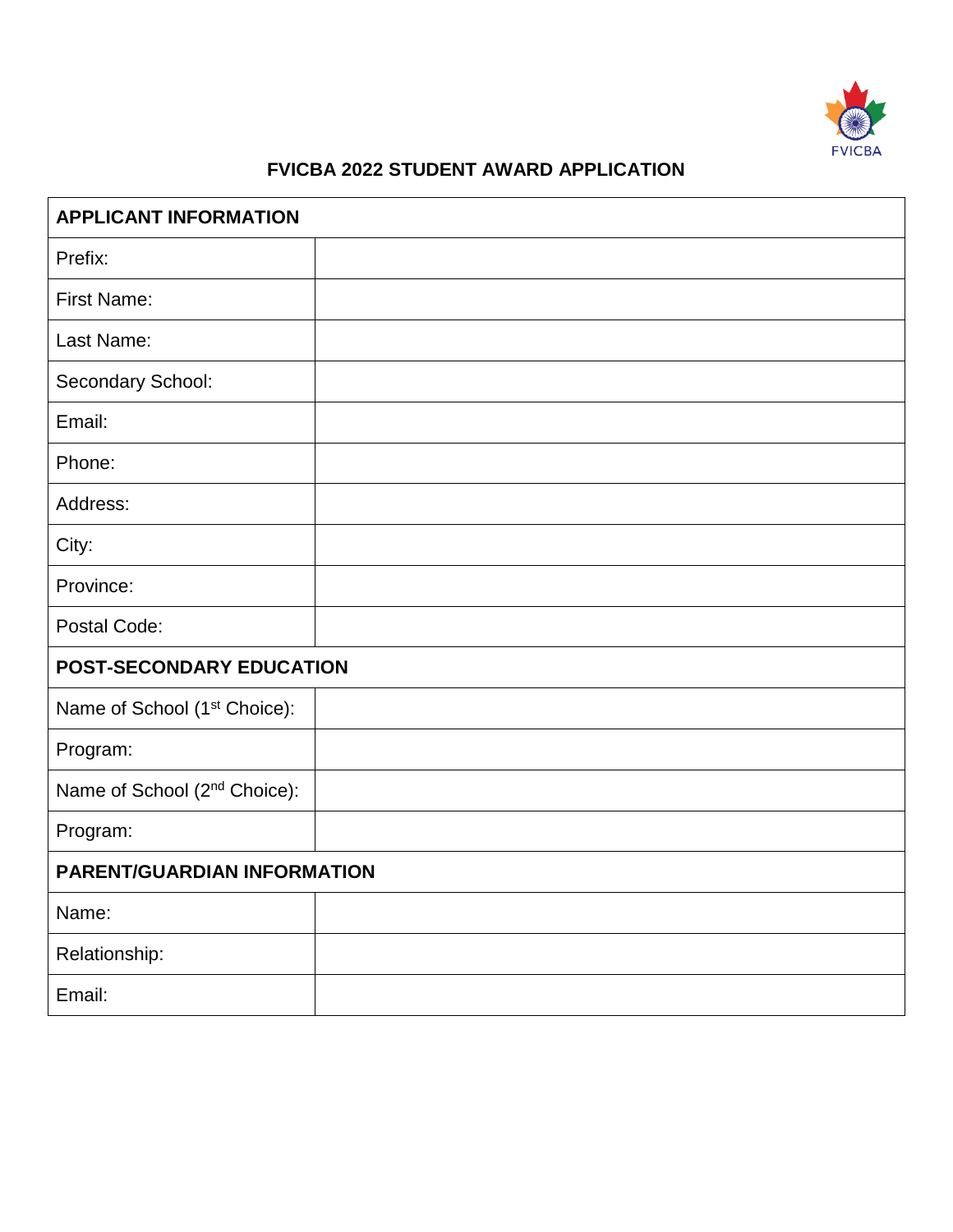FVICBA

# FVICBA 2022 STUDENT AWARD APPLICATION

| **APPLICANT INFORMATION** | |
|---|---|
| Prefix: | |
| First Name: | |
| Last Name: | |
| Secondary School: | |
| Email: | |
| Phone: | |
| Address: | |
| City: | |
| Province: | |
| Postal Code: | |
| **POST-SECONDARY EDUCATION** | |
| Name of School (1st Choice): | |
| Program: | |
| Name of School (2nd Choice): | |
| Program: | |
| **PARENT/GUARDIAN INFORMATION** | |
| Name: | |
| Relationship: | |
| Email: | |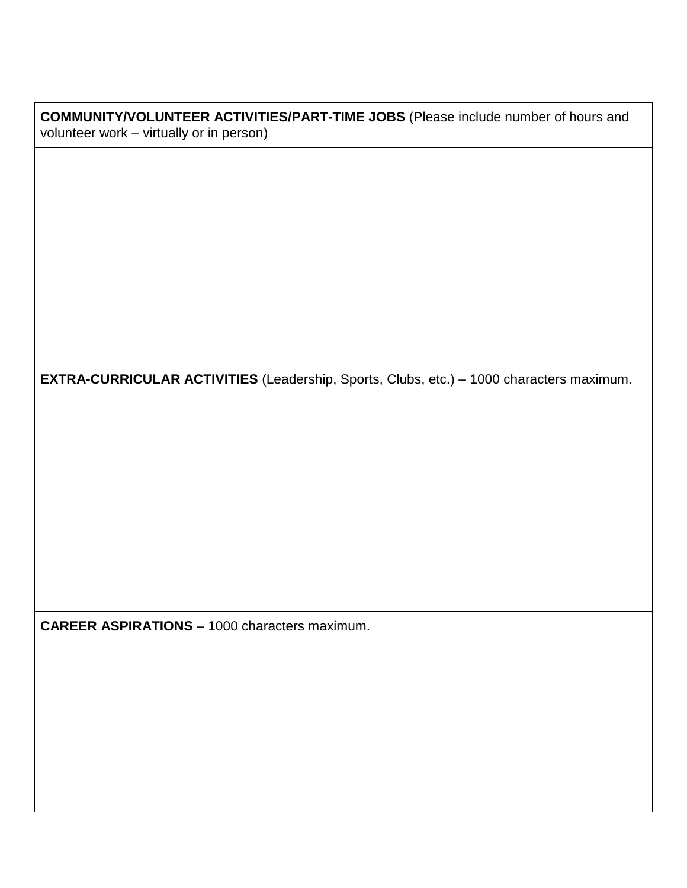| **COMMUNITY/VOLUNTEER ACTIVITIES/PART-TIME JOBS** (Please include number of hours and volunteer work – virtually or in person) |
| --- |
| |
| **EXTRA-CURRICULAR ACTIVITIES** (Leadership, Sports, Clubs, etc.) – 1000 characters maximum. |
| |
| **CAREER ASPIRATIONS** – 1000 characters maximum. |
| |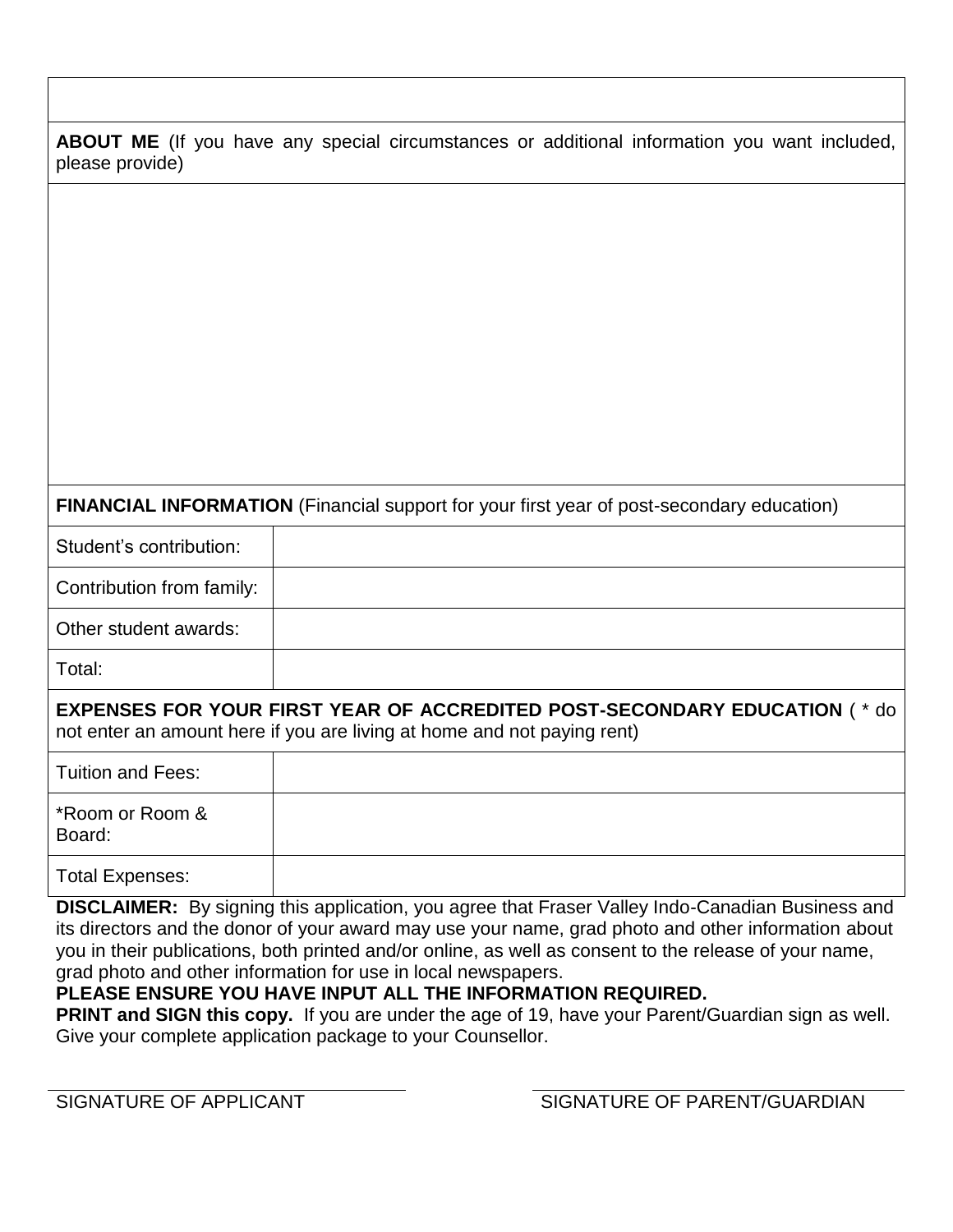**ABOUT ME** (If you have any special circumstances or additional information you want included, please provide)

| | |
|---|---|
| **FINANCIAL INFORMATION** (Financial support for your first year of post-secondary education) | |
| Student's contribution: | |
| Contribution from family: | |
| Other student awards: | |
| Total: | |

| | |
|---|---|
| **EXPENSES FOR YOUR FIRST YEAR OF ACCREDITED POST-SECONDARY EDUCATION** ( * do not enter an amount here if you are living at home and not paying rent) | |
| Tuition and Fees: | |
| *Room or Room & Board: | |
| Total Expenses: | |

**DISCLAIMER:** By signing this application, you agree that Fraser Valley Indo-Canadian Business and its directors and the donor of your award may use your name, grad photo and other information about you in their publications, both printed and/or online, as well as consent to the release of your name, grad photo and other information for use in local newspapers.

**PLEASE ENSURE YOU HAVE INPUT ALL THE INFORMATION REQUIRED.**

**PRINT and SIGN this copy.** If you are under the age of 19, have your Parent/Guardian sign as well. Give your complete application package to your Counsellor.

SIGNATURE OF APPLICANT

SIGNATURE OF PARENT/GUARDIAN